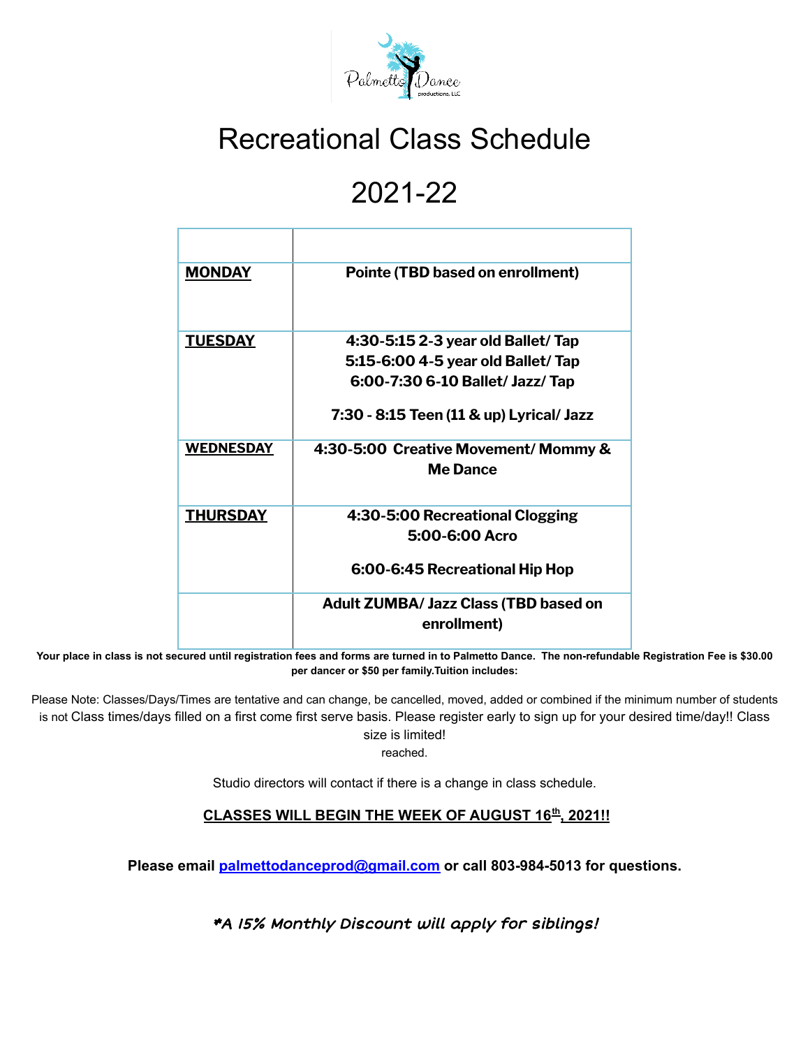# Recreational Class Schedule

# 2021-22

| | |
|---|---|
| **MONDAY** | **Pointe (TBD based on enrollment)** |
| **TUESDAY** | **4:30-5:15 2-3 year old Ballet/ Tap**<br>**5:15-6:00 4-5 year old Ballet/ Tap**<br>**6:00-7:30 6-10 Ballet/ Jazz/ Tap**<br>**7:30 - 8:15 Teen (11 & up) Lyrical/ Jazz** |
| **WEDNESDAY** | **4:30-5:00 Creative Movement/ Mommy & Me Dance** |
| **THURSDAY** | **4:30-5:00 Recreational Clogging**<br>**5:00-6:00 Acro**<br>**6:00-6:45 Recreational Hip Hop** |
| | **Adult ZUMBA/ Jazz Class (TBD based on enrollment)** |

**Your place in class is not secured until registration fees and forms are turned in to Palmetto Dance. The non-refundable Registration Fee is $30.00 per dancer or $50 per family.Tuition includes:**

Please Note: Classes/Days/Times are tentative and can change, be cancelled, moved, added or combined if the minimum number of students is not Class times/days filled on a first come first serve basis. Please register early to sign up for your desired time/day!! Class size is limited!
reached.

Studio directors will contact if there is a change in class schedule.

**CLASSES WILL BEGIN THE WEEK OF AUGUST 16th, 2021!!**

**Please email palmettodanceprod@gmail.com or call 803-984-5013 for questions.**

***A 15% Monthly Discount will apply for siblings!**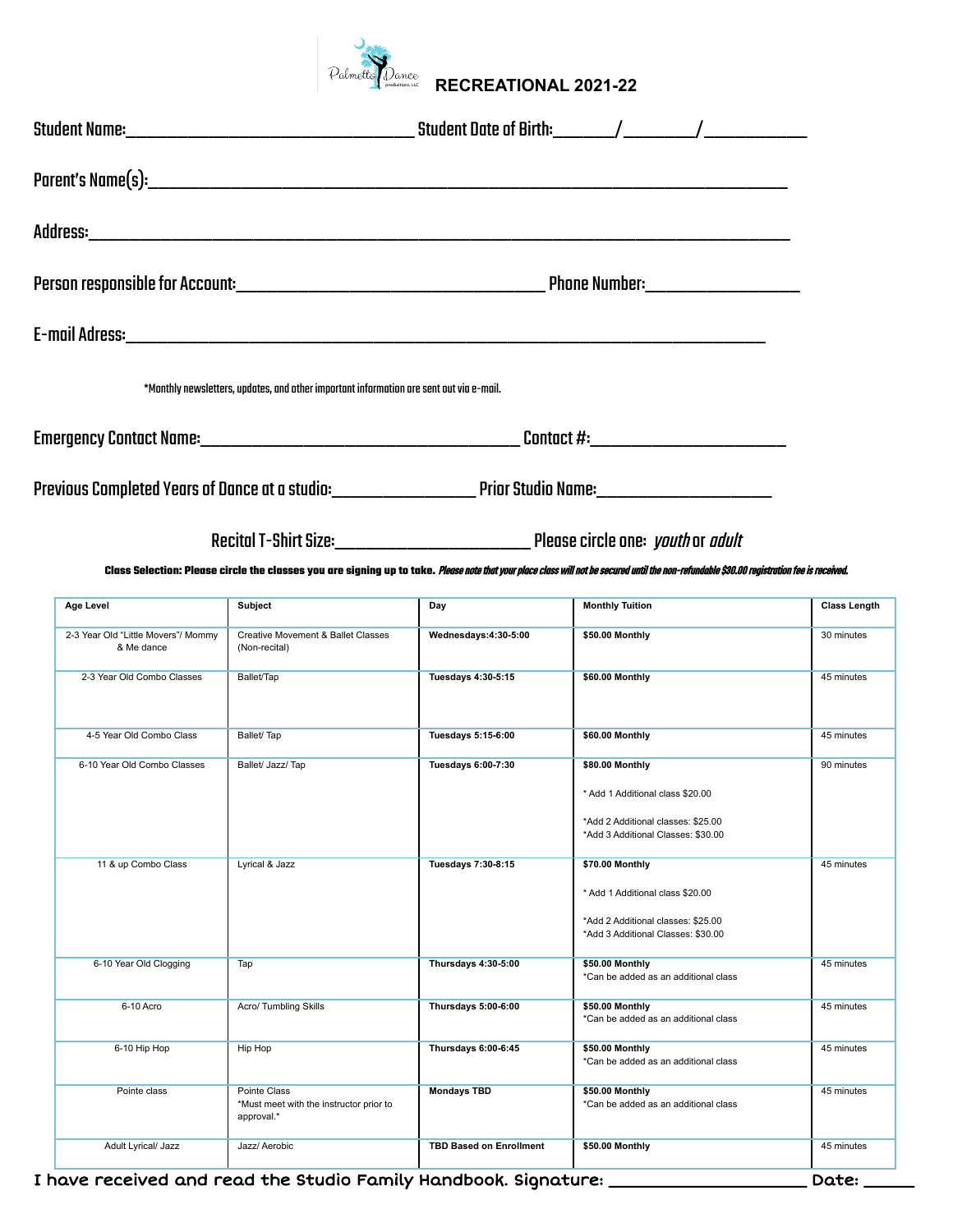Palmetto Dance productions, LLC

# RECREATIONAL 2021-22

Student Name:______________________ Student Date of Birth:______/______/________

Parent's Name(s):__________________________________________________

Address:__________________________________________________

Person responsible for Account:______________________ Phone Number:____________

E-mail Adress:__________________________________________________

*Monthly newsletters, updates, and other important information are sent out via e-mail.

Emergency Contact Name:______________________ Contact #:______________

Previous Completed Years of Dance at a studio:__________ Prior Studio Name:______________

Recital T-Shirt Size:______________ Please circle one: *youth* or *adult*

**Class Selection: Please circle the classes you are signing up to take.** ***Please note that your place class will not be secured until the non-refundable $30.00 registration fee is received.***

| Age Level | Subject | Day | Monthly Tuition | Class Length |
|---|---|---|---|---|
| 2-3 Year Old "Little Movers"/ Mommy & Me dance | Creative Movement & Ballet Classes (Non-recital) | **Wednesdays:4:30-5:00** | **$50.00 Monthly** | 30 minutes |
| 2-3 Year Old Combo Classes | Ballet/Tap | **Tuesdays 4:30-5:15** | **$60.00 Monthly** | 45 minutes |
| 4-5 Year Old Combo Class | Ballet/ Tap | **Tuesdays 5:15-6:00** | **$60.00 Monthly** | 45 minutes |
| 6-10 Year Old Combo Classes | Ballet/ Jazz/ Tap | **Tuesdays 6:00-7:30** | **$80.00 Monthly**<br>* Add 1 Additional class $20.00<br>*Add 2 Additional classes: $25.00<br>*Add 3 Additional Classes: $30.00 | 90 minutes |
| 11 & up Combo Class | Lyrical & Jazz | **Tuesdays 7:30-8:15** | **$70.00 Monthly**<br>* Add 1 Additional class $20.00<br>*Add 2 Additional classes: $25.00<br>*Add 3 Additional Classes: $30.00 | 45 minutes |
| 6-10 Year Old Clogging | Tap | **Thursdays 4:30-5:00** | **$50.00 Monthly**<br>*Can be added as an additional class | 45 minutes |
| 6-10 Acro | Acro/ Tumbling Skills | **Thursdays 5:00-6:00** | **$50.00 Monthly**<br>*Can be added as an additional class | 45 minutes |
| 6-10 Hip Hop | Hip Hop | **Thursdays 6:00-6:45** | **$50.00 Monthly**<br>*Can be added as an additional class | 45 minutes |
| Pointe class | Pointe Class<br>*Must meet with the instructor prior to approval.* | **Mondays TBD** | **$50.00 Monthly**<br>*Can be added as an additional class | 45 minutes |
| Adult Lyrical/ Jazz | Jazz/ Aerobic | **TBD Based on Enrollment** | **$50.00 Monthly** | 45 minutes |

I have received and read the Studio Family Handbook. Signature: ________________ Date: _____